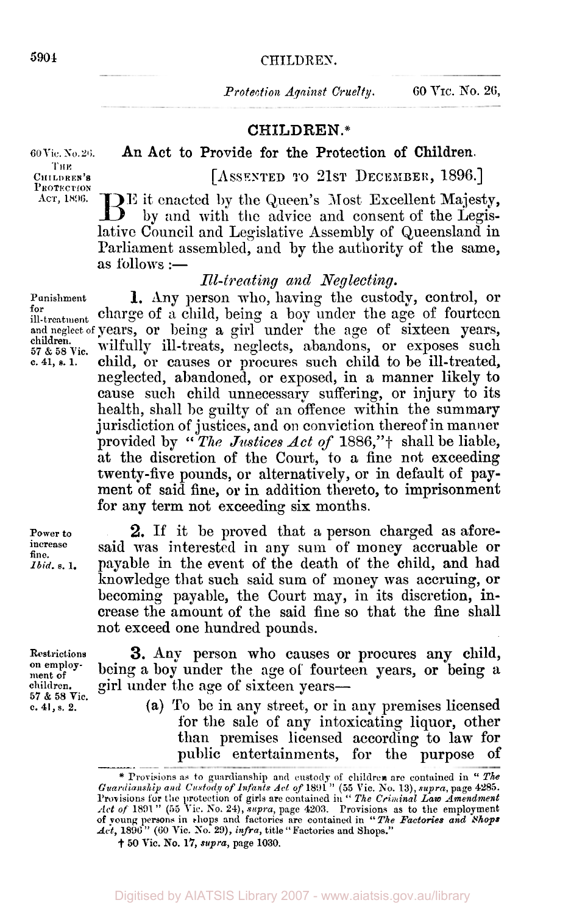# CHILDREN.*

60 Vic. No. 26. THE CHILDREN'S PROTECTION ACT, 1896.

## An Act to Provide for the Protection of Children.

[ASSENTED TO 21ST DECEMBER, 1896.]

BE it enacted by the Queen's Most Excellent Majesty, by and with the advice and consent of the Legislative Council and Legislative Assembly of Queensland in Parliament assembled, and by the authority of the same, as follows:—

### *Ill-treating and Neglecting.*

Punishment for ill-treatment and neglect of children. 57 & 58 Vic. c. 41, s. 1.

**1.** Any person who, having the custody, control, or charge of a child, being a boy under the age of fourteen years, or being a girl under the age of sixteen years, wilfully ill-treats, neglects, abandons, or exposes such child, or causes or procures such child to be ill-treated, neglected, abandoned, or exposed, in a manner likely to cause such child unnecessary suffering, or injury to its health, shall be guilty of an offence within the summary jurisdiction of justices, and on conviction thereof in manner provided by "*The Justices Act of* 1886,"† shall be liable, at the discretion of the Court, to a fine not exceeding twenty-five pounds, or alternatively, or in default of payment of said fine, or in addition thereto, to imprisonment for any term not exceeding six months.

Power to increase fine. *Ibid.* s. 1.

**2.** If it be proved that a person charged as aforesaid was interested in any sum of money accruable or payable in the event of the death of the child, and had knowledge that such said sum of money was accruing, or becoming payable, the Court may, in its discretion, increase the amount of the said fine so that the fine shall not exceed one hundred pounds.

Restrictions on employment of children. 57 & 58 Vic. c. 41, s. 2.

**3.** Any person who causes or procures any child, being a boy under the age of fourteen years, or being a girl under the age of sixteen years—

(a) To be in any street, or in any premises licensed for the sale of any intoxicating liquor, other than premises licensed according to law for public entertainments, for the purpose of

---

\* Provisions as to guardianship and custody of children are contained in "*The Guardianship and Custody of Infants Act of* 1891" (55 Vic. No. 13), *supra*, page 4285. Provisions for the protection of girls are contained in "*The Criminal Law Amendment Act of* 1891" (55 Vic. No. 24), *supra*, page 4203. Provisions as to the employment of young persons in shops and factories are contained in "*The Factories and Shops Act*, 1896" (60 Vic. No. 29), *infra*, title "Factories and Shops."

† 50 Vic. No. 17, *supra*, page 1030.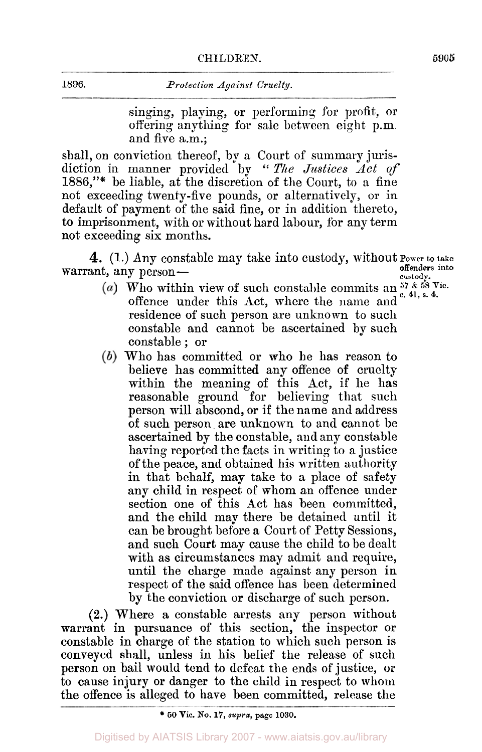singing, playing, or performing for profit, or offering anything for sale between eight p.m. and five a.m.;

shall, on conviction thereof, by a Court of summary jurisdiction in manner provided by "*The Justices Act of* 1886,"* be liable, at the discretion of the Court, to a fine not exceeding twenty-five pounds, or alternatively, or in default of payment of the said fine, or in addition thereto, to imprisonment, with or without hard labour, for any term not exceeding six months.

**Power to take offenders into custody.**
57 & 58 Vic. c. 41, s. 4.

**4.** (1.) Any constable may take into custody, without warrant, any person—

(*a*) Who within view of such constable commits an offence under this Act, where the name and residence of such person are unknown to such constable and cannot be ascertained by such constable; or

(*b*) Who has committed or who he has reason to believe has committed any offence of cruelty within the meaning of this Act, if he has reasonable ground for believing that such person will abscond, or if the name and address of such person are unknown to and cannot be ascertained by the constable, and any constable having reported the facts in writing to a justice of the peace, and obtained his written authority in that behalf, may take to a place of safety any child in respect of whom an offence under section one of this Act has been committed, and the child may there be detained until it can be brought before a Court of Petty Sessions, and such Court may cause the child to be dealt with as circumstances may admit and require, until the charge made against any person in respect of the said offence has been determined by the conviction or discharge of such person.

(2.) Where a constable arrests any person without warrant in pursuance of this section, the inspector or constable in charge of the station to which such person is conveyed shall, unless in his belief the release of such person on bail would tend to defeat the ends of justice, or to cause injury or danger to the child in respect to whom the offence is alleged to have been committed, release the

\* 50 Vic. No. 17, *supra*, page 1030.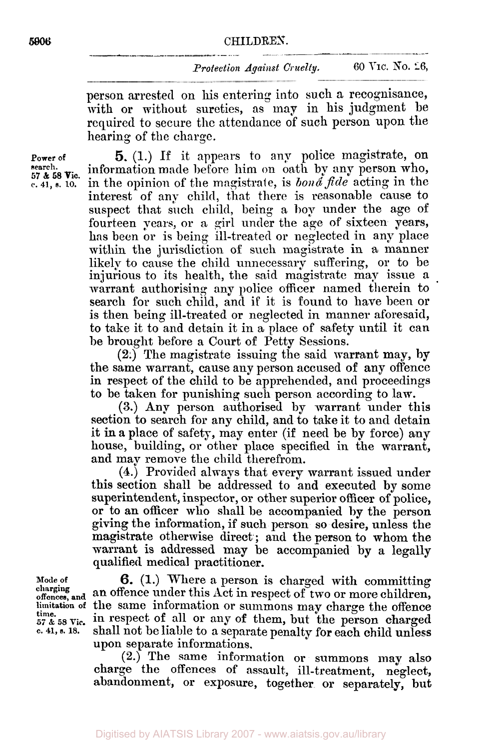person arrested on his entering into such a recognisance, with or without sureties, as may in his judgment be required to secure the attendance of such person upon the hearing of the charge.

Power of search. 57 & 58 Vic. c. 41, s. 10.

**5.** (1.) If it appears to any police magistrate, on information made before him on oath by any person who, in the opinion of the magistrate, is *boná fide* acting in the interest of any child, that there is reasonable cause to suspect that such child, being a boy under the age of fourteen years, or a girl under the age of sixteen years, has been or is being ill-treated or neglected in any place within the jurisdiction of such magistrate in a manner likely to cause the child unnecessary suffering, or to be injurious to its health, the said magistrate may issue a warrant authorising any police officer named therein to search for such child, and if it is found to have been or is then being ill-treated or neglected in manner aforesaid, to take it to and detain it in a place of safety until it can be brought before a Court of Petty Sessions.

(2.) The magistrate issuing the said warrant may, by the same warrant, cause any person accused of any offence in respect of the child to be apprehended, and proceedings to be taken for punishing such person according to law.

(3.) Any person authorised by warrant under this section to search for any child, and to take it to and detain it in a place of safety, may enter (if need be by force) any house, building, or other place specified in the warrant, and may remove the child therefrom.

(4.) Provided always that every warrant issued under this section shall be addressed to and executed by some superintendent, inspector, or other superior officer of police, or to an officer who shall be accompanied by the person giving the information, if such person so desire, unless the magistrate otherwise direct; and the person to whom the warrant is addressed may be accompanied by a legally qualified medical practitioner.

Mode of charging offences, and limitation of time. 57 & 58 Vic. c. 41, s. 18.

**6.** (1.) Where a person is charged with committing an offence under this Act in respect of two or more children, the same information or summons may charge the offence in respect of all or any of them, but the person charged shall not be liable to a separate penalty for each child unless upon separate informations.

(2.) The same information or summons may also charge the offences of assault, ill-treatment, neglect, abandonment, or exposure, together or separately, but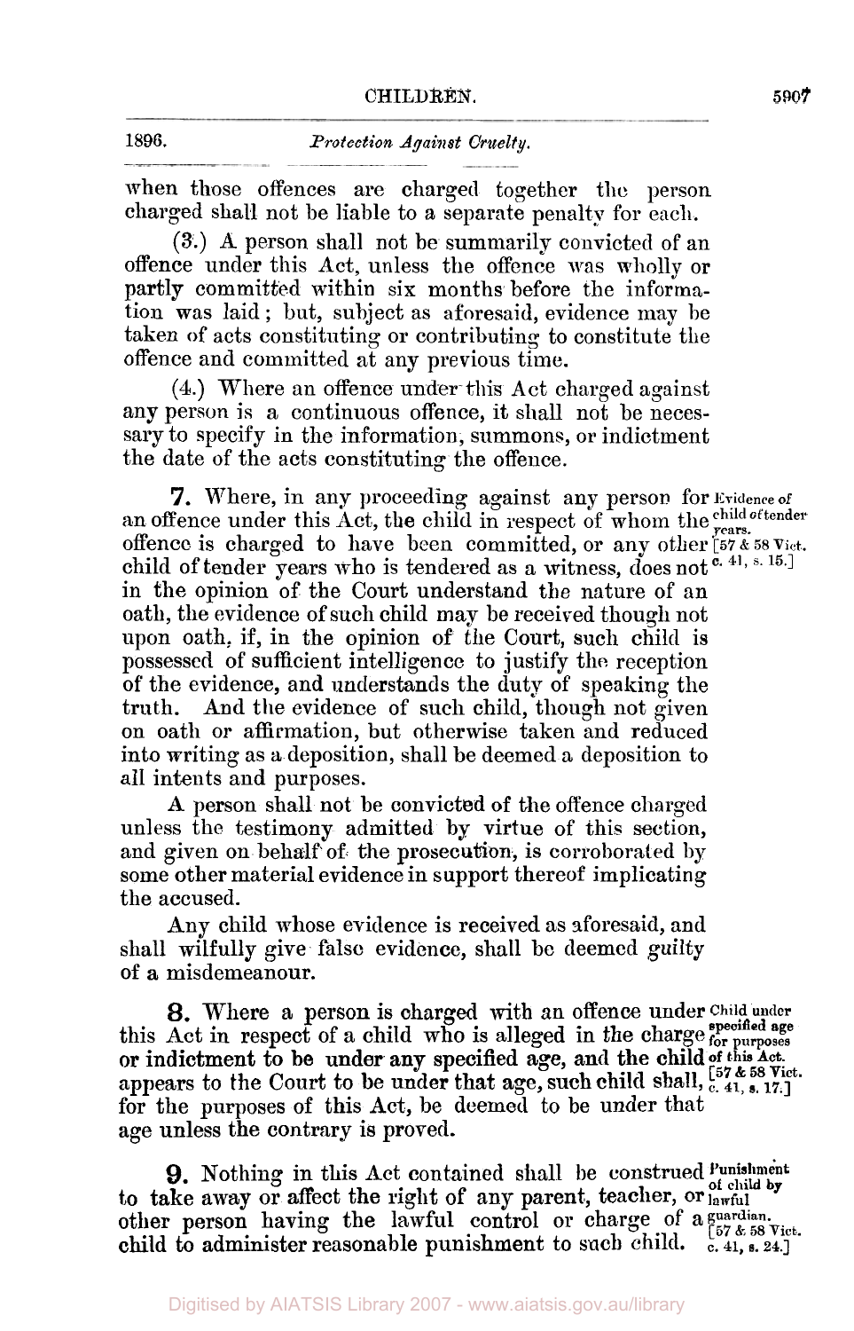when those offences are charged together the person charged shall not be liable to a separate penalty for each.

(3.) A person shall not be summarily convicted of an offence under this Act, unless the offence was wholly or partly committed within six months before the information was laid; but, subject as aforesaid, evidence may be taken of acts constituting or contributing to constitute the offence and committed at any previous time.

(4.) Where an offence under this Act charged against any person is a continuous offence, it shall not be necessary to specify in the information, summons, or indictment the date of the acts constituting the offence.

**Evidence of child of tender years.** [57 & 58 Vict. c. 41, s. 15.]

**7.** Where, in any proceeding against any person for an offence under this Act, the child in respect of whom the offence is charged to have been committed, or any other child of tender years who is tendered as a witness, does not in the opinion of the Court understand the nature of an oath, the evidence of such child may be received though not upon oath, if, in the opinion of the Court, such child is possessed of sufficient intelligence to justify the reception of the evidence, and understands the duty of speaking the truth. And the evidence of such child, though not given on oath or affirmation, but otherwise taken and reduced into writing as a deposition, shall be deemed a deposition to all intents and purposes.

A person shall not be convicted of the offence charged unless the testimony admitted by virtue of this section, and given on behalf of the prosecution, is corroborated by some other material evidence in support thereof implicating the accused.

Any child whose evidence is received as aforesaid, and shall wilfully give false evidence, shall be deemed guilty of a misdemeanour.

**Child under specified age for purposes of this Act.** [57 & 58 Vict. c. 41, s. 17.]

**8.** Where a person is charged with an offence under this Act in respect of a child who is alleged in the charge or indictment to be under any specified age, and the child appears to the Court to be under that age, such child shall, for the purposes of this Act, be deemed to be under that age unless the contrary is proved.

**Punishment of child by lawful guardian.** [57 & 58 Vict. c. 41, s. 24.]

**9.** Nothing in this Act contained shall be construed to take away or affect the right of any parent, teacher, or other person having the lawful control or charge of a child to administer reasonable punishment to such child.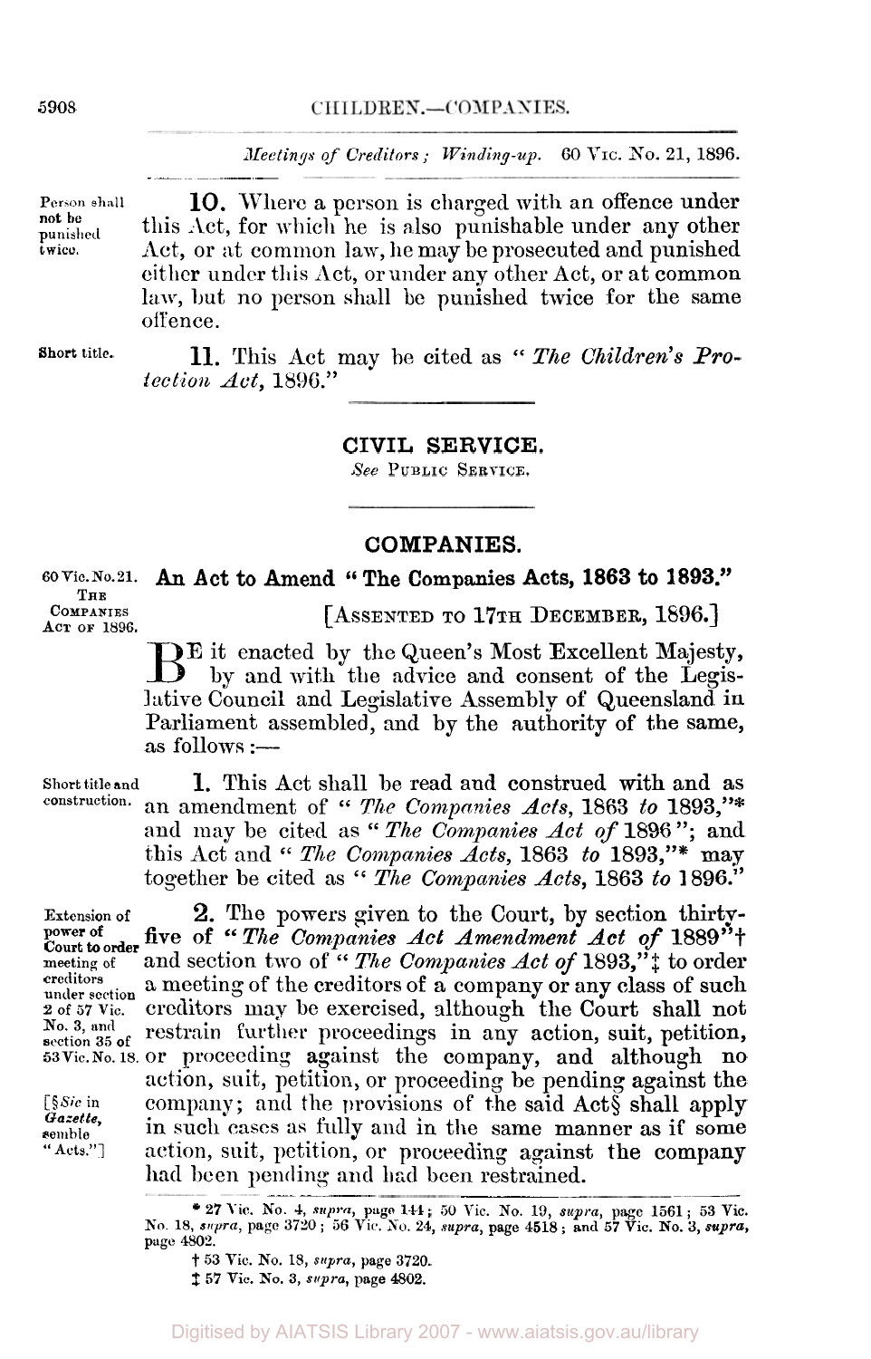*Meetings of Creditors; Winding-up.* 60 VIC. No. 21, 1896.

Person shall not be punished twice.

**10.** Where a person is charged with an offence under this Act, for which he is also punishable under any other Act, or at common law, he may be prosecuted and punished either under this Act, or under any other Act, or at common law, but no person shall be punished twice for the same offence.

Short title.

**11.** This Act may be cited as "*The Children's Protection Act*, 1896."

## CIVIL SERVICE.

*See* PUBLIC SERVICE.

## COMPANIES.

60 Vic. No. 21. THE COMPANIES ACT OF 1896.

### An Act to Amend "The Companies Acts, 1863 to 1893."

[ASSENTED TO 17TH DECEMBER, 1896.]

BE it enacted by the Queen's Most Excellent Majesty, by and with the advice and consent of the Legislative Council and Legislative Assembly of Queensland in Parliament assembled, and by the authority of the same, as follows:—

Short title and construction.

**1.** This Act shall be read and construed with and as an amendment of "*The Companies Acts*, 1863 *to* 1893,"* and may be cited as "*The Companies Act of* 1896"; and this Act and "*The Companies Acts*, 1863 *to* 1893,"* may together be cited as "*The Companies Acts*, 1863 *to* 1896."

Extension of power of Court to order meeting of creditors under section 2 of 57 Vic. No. 3, and section 35 of 53 Vic. No. 18.

**2.** The powers given to the Court, by section thirty-five of "*The Companies Act Amendment Act of* 1889"† and section two of "*The Companies Act of* 1893,"‡ to order a meeting of the creditors of a company or any class of such creditors may be exercised, although the Court shall not restrain further proceedings in any action, suit, petition, or proceeding against the company, and although no action, suit, petition, or proceeding be pending against the company; and the provisions of the said Act§ shall apply in such cases as fully and in the same manner as if some action, suit, petition, or proceeding against the company had been pending and had been restrained.

[§*Sic* in *Gazette*, semble "Acts."]

\* 27 Vic. No. 4, *supra*, page 144; 50 Vic. No. 19, *supra*, page 1561; 53 Vic. No. 18, *supra*, page 3720; 56 Vic. No. 24, *supra*, page 4518; and 57 Vic. No. 3, *supra*, page 4802.

† 53 Vic. No. 18, *supra*, page 3720.

‡ 57 Vic. No. 3, *supra*, page 4802.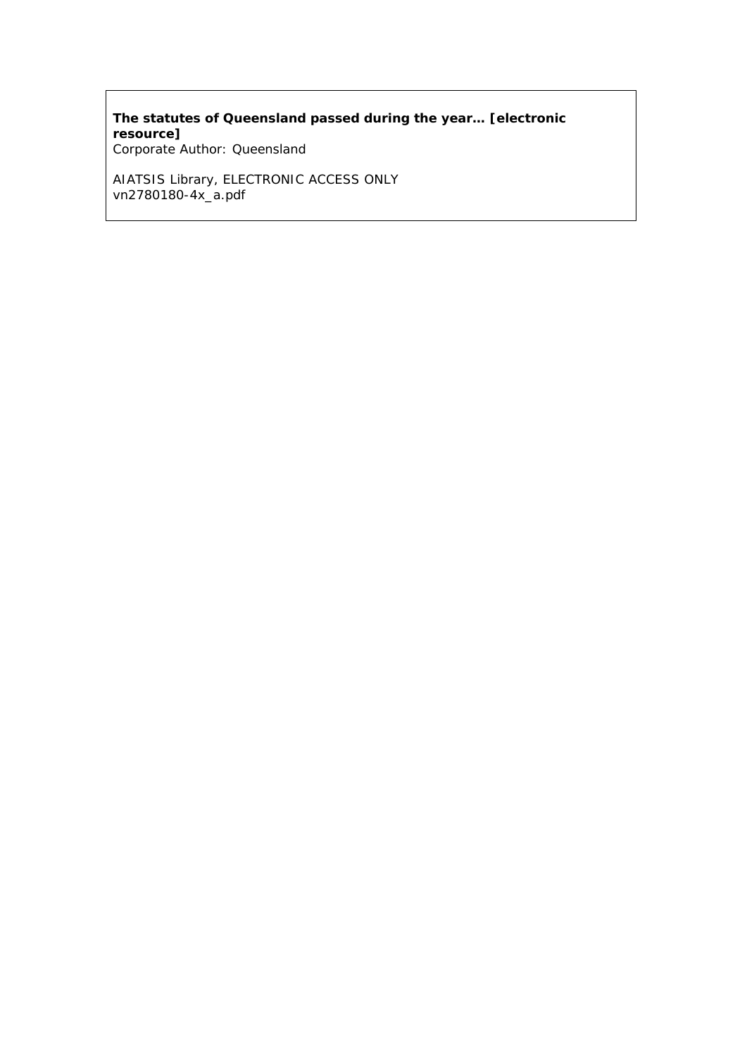**The statutes of Queensland passed during the year… [electronic resource]**
Corporate Author: Queensland

AIATSIS Library, ELECTRONIC ACCESS ONLY
vn2780180-4x_a.pdf